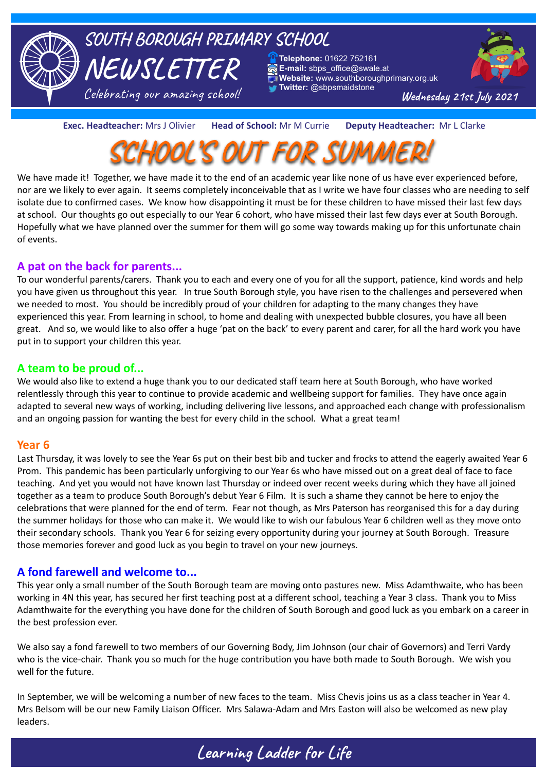# SOUTH BOROUGH PRIMARY SCHOOL NEWSLETTER

*Celebrating our amazing school!*

**Telephone:** 01622 752161
**E-mail:** sbps_office@swale.at
**Website:** www.southboroughprimary.org.uk
**Twitter:** @sbpsmaidstone

Wednesday 21st July 2021

**Exec. Headteacher:** Mrs J Olivier **Head of School:** Mr M Currie **Deputy Headteacher:** Mr L Clarke

# SCHOOL'S OUT FOR SUMMER!

We have made it! Together, we have made it to the end of an academic year like none of us have ever experienced before, nor are we likely to ever again. It seems completely inconceivable that as I write we have four classes who are needing to self isolate due to confirmed cases. We know how disappointing it must be for these children to have missed their last few days at school. Our thoughts go out especially to our Year 6 cohort, who have missed their last few days ever at South Borough. Hopefully what we have planned over the summer for them will go some way towards making up for this unfortunate chain of events.

## A pat on the back for parents...

To our wonderful parents/carers. Thank you to each and every one of you for all the support, patience, kind words and help you have given us throughout this year. In true South Borough style, you have risen to the challenges and persevered when we needed to most. You should be incredibly proud of your children for adapting to the many changes they have experienced this year. From learning in school, to home and dealing with unexpected bubble closures, you have all been great. And so, we would like to also offer a huge 'pat on the back' to every parent and carer, for all the hard work you have put in to support your children this year.

## A team to be proud of...

We would also like to extend a huge thank you to our dedicated staff team here at South Borough, who have worked relentlessly through this year to continue to provide academic and wellbeing support for families. They have once again adapted to several new ways of working, including delivering live lessons, and approached each change with professionalism and an ongoing passion for wanting the best for every child in the school. What a great team!

## Year 6

Last Thursday, it was lovely to see the Year 6s put on their best bib and tucker and frocks to attend the eagerly awaited Year 6 Prom. This pandemic has been particularly unforgiving to our Year 6s who have missed out on a great deal of face to face teaching. And yet you would not have known last Thursday or indeed over recent weeks during which they have all joined together as a team to produce South Borough's debut Year 6 Film. It is such a shame they cannot be here to enjoy the celebrations that were planned for the end of term. Fear not though, as Mrs Paterson has reorganised this for a day during the summer holidays for those who can make it. We would like to wish our fabulous Year 6 children well as they move onto their secondary schools. Thank you Year 6 for seizing every opportunity during your journey at South Borough. Treasure those memories forever and good luck as you begin to travel on your new journeys.

## A fond farewell and welcome to...

This year only a small number of the South Borough team are moving onto pastures new. Miss Adamthwaite, who has been working in 4N this year, has secured her first teaching post at a different school, teaching a Year 3 class. Thank you to Miss Adamthwaite for the everything you have done for the children of South Borough and good luck as you embark on a career in the best profession ever.

We also say a fond farewell to two members of our Governing Body, Jim Johnson (our chair of Governors) and Terri Vardy who is the vice-chair. Thank you so much for the huge contribution you have both made to South Borough. We wish you well for the future.

In September, we will be welcoming a number of new faces to the team. Miss Chevis joins us as a class teacher in Year 4. Mrs Belsom will be our new Family Liaison Officer. Mrs Salawa-Adam and Mrs Easton will also be welcomed as new play leaders.

*Learning Ladder for Life*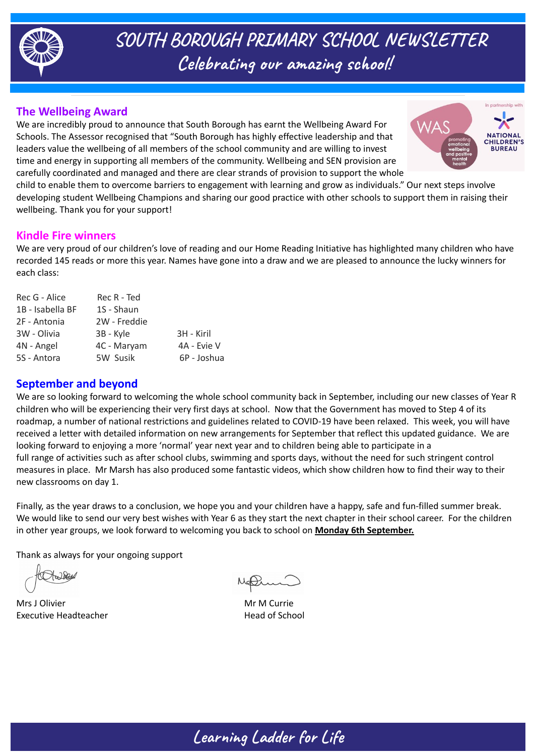# SOUTH BOROUGH PRIMARY SCHOOL NEWSLETTER

## Celebrating our amazing school!

### The Wellbeing Award

We are incredibly proud to announce that South Borough has earnt the Wellbeing Award For Schools. The Assessor recognised that "South Borough has highly effective leadership and that leaders value the wellbeing of all members of the school community and are willing to invest time and energy in supporting all members of the community. Wellbeing and SEN provision are carefully coordinated and managed and there are clear strands of provision to support the whole child to enable them to overcome barriers to engagement with learning and grow as individuals." Our next steps involve developing student Wellbeing Champions and sharing our good practice with other schools to support them in raising their wellbeing. Thank you for your support!

### Kindle Fire winners

We are very proud of our children's love of reading and our Home Reading Initiative has highlighted many children who have recorded 145 reads or more this year. Names have gone into a draw and we are pleased to announce the lucky winners for each class:

| | | |
|---|---|---|
| Rec G - Alice | Rec R - Ted | |
| 1B - Isabella BF | 1S - Shaun | |
| 2F - Antonia | 2W - Freddie | |
| 3W - Olivia | 3B - Kyle | 3H - Kiril |
| 4N - Angel | 4C - Maryam | 4A - Evie V |
| 5S - Antora | 5W Susik | 6P - Joshua |

### September and beyond

We are so looking forward to welcoming the whole school community back in September, including our new classes of Year R children who will be experiencing their very first days at school. Now that the Government has moved to Step 4 of its roadmap, a number of national restrictions and guidelines related to COVID-19 have been relaxed. This week, you will have received a letter with detailed information on new arrangements for September that reflect this updated guidance. We are looking forward to enjoying a more 'normal' year next year and to children being able to participate in a full range of activities such as after school clubs, swimming and sports days, without the need for such stringent control measures in place. Mr Marsh has also produced some fantastic videos, which show children how to find their way to their new classrooms on day 1.

Finally, as the year draws to a conclusion, we hope you and your children have a happy, safe and fun-filled summer break. We would like to send our very best wishes with Year 6 as they start the next chapter in their school career. For the children in other year groups, we look forward to welcoming you back to school on **Monday 6th September.**

Thank as always for your ongoing support

Mrs J Olivier
Executive Headteacher

Mr M Currie
Head of School

Learning Ladder for Life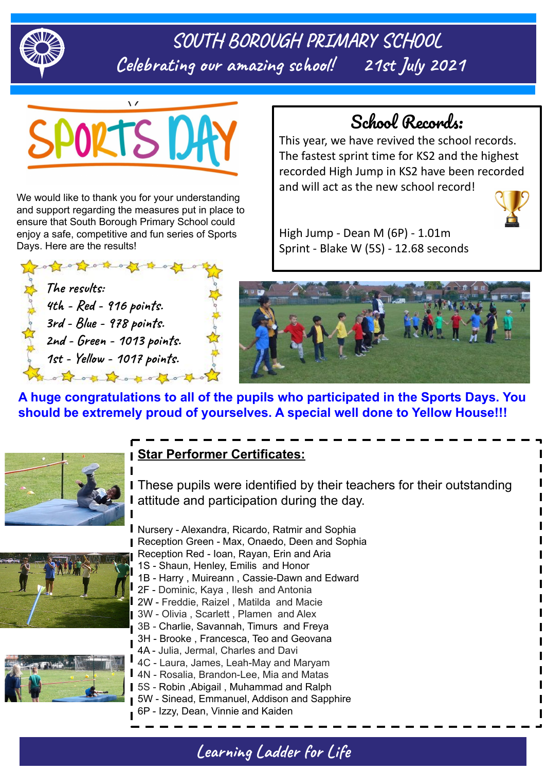# SOUTH BOROUGH PRIMARY SCHOOL

Celebrating our amazing school! 21st July 2021

## SPORTS DAY

We would like to thank you for your understanding and support regarding the measures put in place to ensure that South Borough Primary School could enjoy a safe, competitive and fun series of Sports Days. Here are the results!

The results:
4th - Red - 916 points.
3rd - Blue - 978 points.
2nd - Green - 1013 points.
1st - Yellow - 1017 points.

## School Records:

This year, we have revived the school records. The fastest sprint time for KS2 and the highest recorded High Jump in KS2 have been recorded and will act as the new school record!

High Jump - Dean M (6P) - 1.01m
Sprint - Blake W (5S) - 12.68 seconds

**A huge congratulations to all of the pupils who participated in the Sports Days. You should be extremely proud of yourselves. A special well done to Yellow House!!!**

## Star Performer Certificates:

These pupils were identified by their teachers for their outstanding attitude and participation during the day.

Nursery - Alexandra, Ricardo, Ratmir and Sophia
Reception Green - Max, Onaedo, Deen and Sophia
Reception Red - Ioan, Rayan, Erin and Aria
1S - Shaun, Henley, Emilis and Honor
1B - Harry , Muireann , Cassie-Dawn and Edward
2F - Dominic, Kaya , Ilesh and Antonia
2W - Freddie, Raizel , Matilda and Macie
3W - Olivia , Scarlett , Plamen and Alex
3B - Charlie, Savannah, Timurs and Freya
3H - Brooke , Francesca, Teo and Geovana
4A - Julia, Jermal, Charles and Davi
4C - Laura, James, Leah-May and Maryam
4N - Rosalia, Brandon-Lee, Mia and Matas
5S - Robin ,Abigail , Muhammad and Ralph
5W - Sinead, Emmanuel, Addison and Sapphire
6P - Izzy, Dean, Vinnie and Kaiden

Learning Ladder for Life